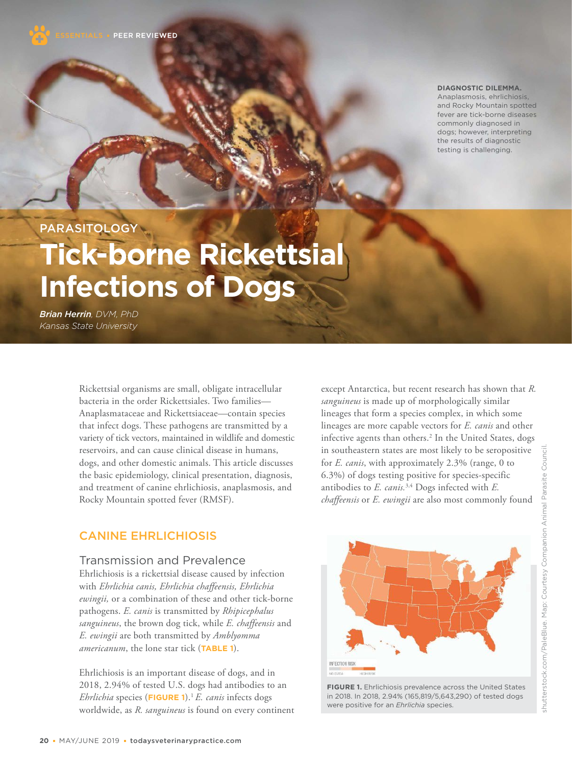ESSENTIALS • PEER REVIEWED

**DIAGNOSTIC DILEMMA.** Anaplasmosis, ehrlichiosis, and Rocky Mountain spotted fever are tick-borne diseases commonly diagnosed in dogs; however, interpreting the results of diagnostic testing is challenging.

PARASITOLOGY

# Tick-borne Rickettsial Infections of Dogs

***Brian Herrin**, DVM, PhD*
*Kansas State University*

Rickettsial organisms are small, obligate intracellular bacteria in the order Rickettsiales. Two families—Anaplasmataceae and Rickettsiaceae—contain species that infect dogs. These pathogens are transmitted by a variety of tick vectors, maintained in wildlife and domestic reservoirs, and can cause clinical disease in humans, dogs, and other domestic animals. This article discusses the basic epidemiology, clinical presentation, diagnosis, and treatment of canine ehrlichiosis, anaplasmosis, and Rocky Mountain spotted fever (RMSF).

## CANINE EHRLICHIOSIS

### Transmission and Prevalence

Ehrlichiosis is a rickettsial disease caused by infection with *Ehrlichia canis, Ehrlichia chaffeensis, Ehrlichia ewingii,* or a combination of these and other tick-borne pathogens. *E. canis* is transmitted by *Rhipicephalus sanguineus*, the brown dog tick, while *E. chaffeensis* and *E. ewingii* are both transmitted by *Amblyomma americanum*, the lone star tick (**TABLE 1**).

Ehrlichiosis is an important disease of dogs, and in 2018, 2.94% of tested U.S. dogs had antibodies to an *Ehrlichia* species (**FIGURE 1**).[1] *E. canis* infects dogs worldwide, as *R. sanguineus* is found on every continent except Antarctica, but recent research has shown that *R. sanguineus* is made up of morphologically similar lineages that form a species complex, in which some lineages are more capable vectors for *E. canis* and other infective agents than others.[2] In the United States, dogs in southeastern states are most likely to be seropositive for *E. canis*, with approximately 2.3% (range, 0 to 6.3%) of dogs testing positive for species-specific antibodies to *E. canis.*[3,4] Dogs infected with *E. chaffeensis* or *E. ewingii* are also most commonly found

**FIGURE 1.** Ehrlichiosis prevalence across the United States in 2018. In 2018, 2.94% (165,819/5,643,290) of tested dogs were positive for an *Ehrlichia* species.

shutterstock.com/PaleBlue. Map: Courtesy Companion Animal Parasite Council.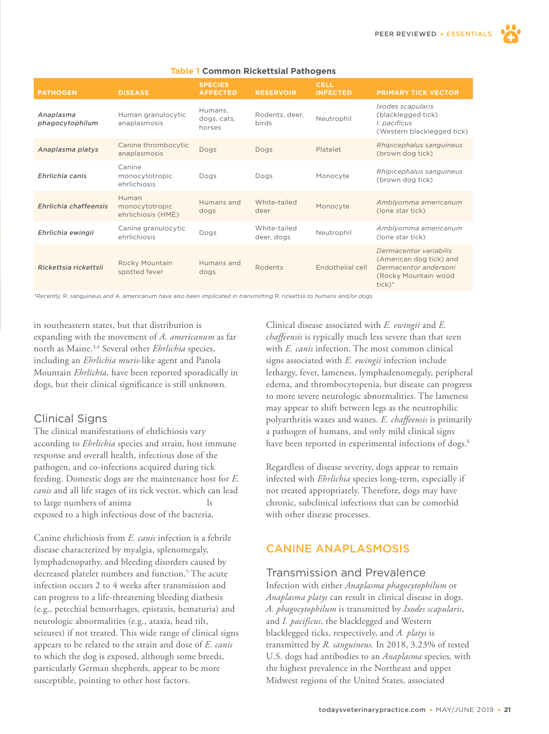**Table 1 Common Rickettsial Pathogens**

| PATHOGEN | DISEASE | SPECIES AFFECTED | RESERVOIR | CELL INFECTED | PRIMARY TICK VECTOR |
|---|---|---|---|---|---|
| ***Anaplasma phagocytophilum*** | Human granulocytic anaplasmosis | Humans, dogs, cats, horses | Rodents, deer, birds | Neutrophil | *Ixodes scapularis* (blacklegged tick) *I. pacificus* (Western blacklegged tick) |
| ***Anaplasma platys*** | Canine thrombocytic anaplasmosis | Dogs | Dogs | Platelet | *Rhipicephalus sanguineus* (brown dog tick) |
| ***Ehrlichia canis*** | Canine monocytotropic ehrlichiosis | Dogs | Dogs | Monocyte | *Rhipicephalus sanguineus* (brown dog tick) |
| ***Ehrlichia chaffeensis*** | Human monocytotropic ehrlichiosis (HME) | Humans and dogs | White-tailed deer | Monocyte | *Amblyomma americanum* (lone star tick) |
| ***Ehrlichia ewingii*** | Canine granulocytic ehrlichiosis | Dogs | White-tailed deer, dogs | Neutrophil | *Amblyomma americanum* (lone star tick) |
| ***Rickettsia rickettsii*** | Rocky Mountain spotted fever | Humans and dogs | Rodents | Endothelial cell | *Dermacentor variabilis* (American dog tick) and *Dermacentor andersoni* (Rocky Mountain wood tick)* |

*\*Recently,* R. sanguineus *and* A. americanum *have also been implicated in transmitting* R. rickettsii *to humans and/or dogs.*

in southeastern states, but that distribution is expanding with the movement of *A. americanum* as far north as Maine.[3,4] Several other *Ehrlichia* species, including an *Ehrlichia muris*-like agent and Panola Mountain *Ehrlichia,* have been reported sporadically in dogs, but their clinical significance is still unknown.

### Clinical Signs

The clinical manifestations of ehrlichiosis vary according to *Ehrlichia* species and strain, host immune response and overall health, infectious dose of the pathogen, and co-infections acquired during tick feeding. Domestic dogs are the maintenance host for *E. canis* and all life stages of its tick vector, which can lead to large numbers of animals exposed to a high infectious dose of the bacteria.

Canine ehrlichiosis from *E. canis* infection is a febrile disease characterized by myalgia, splenomegaly, lymphadenopathy, and bleeding disorders caused by decreased platelet numbers and function.[5] The acute infection occurs 2 to 4 weeks after transmission and can progress to a life-threatening bleeding diathesis (e.g., petechial hemorrhages, epistaxis, hematuria) and neurologic abnormalities (e.g., ataxia, head tilt, seizures) if not treated. This wide range of clinical signs appears to be related to the strain and dose of *E. canis* to which the dog is exposed, although some breeds, particularly German shepherds, appear to be more susceptible, pointing to other host factors.

Clinical disease associated with *E. ewingii* and *E. chaffeensis* is typically much less severe than that seen with *E. canis* infection. The most common clinical signs associated with *E. ewingii* infection include lethargy, fever, lameness, lymphadenomegaly, peripheral edema, and thrombocytopenia, but disease can progress to more severe neurologic abnormalities. The lameness may appear to shift between legs as the neutrophilic polyarthritis waxes and wanes. *E. chaffeensis* is primarily a pathogen of humans, and only mild clinical signs have been reported in experimental infections of dogs.[6]

Regardless of disease severity, dogs appear to remain infected with *Ehrlichia* species long-term, especially if not treated appropriately. Therefore, dogs may have chronic, subclinical infections that can be comorbid with other disease processes.

## CANINE ANAPLASMOSIS

### Transmission and Prevalence

Infection with either *Anaplasma phagocytophilum* or *Anaplasma platys* can result in clinical disease in dogs. *A. phagocytophilum* is transmitted by *Ixodes scapularis*, and *I. pacificus*, the blacklegged and Western blacklegged ticks, respectively, and *A. platys* is transmitted by *R. sanguineus.* In 2018, 3.23% of tested U.S. dogs had antibodies to an *Anaplasma* species, with the highest prevalence in the Northeast and upper Midwest regions of the United States, associated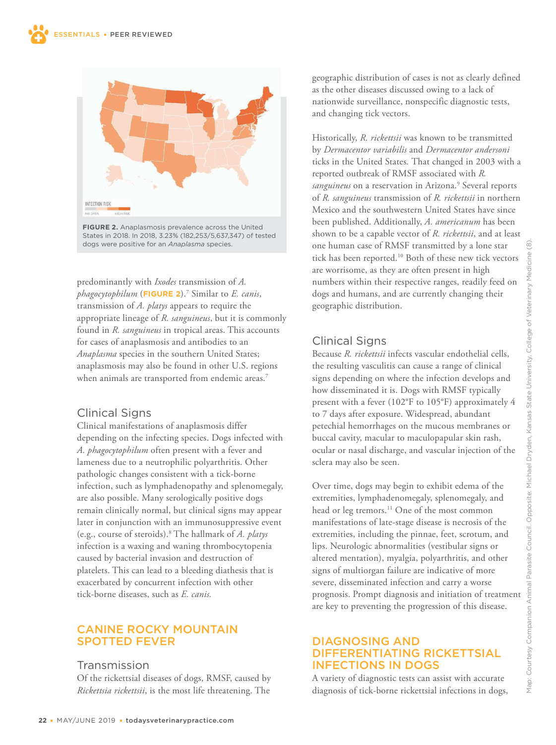FIGURE 2. Anaplasmosis prevalence across the United States in 2018. In 2018, 3.23% (182,253/5,637,347) of tested dogs were positive for an *Anaplasma* species.

predominantly with *Ixodes* transmission of *A. phagocytophilum* (**FIGURE 2**).[7] Similar to *E. canis*, transmission of *A. platys* appears to require the appropriate lineage of *R. sanguineus*, but it is commonly found in *R. sanguineus* in tropical areas. This accounts for cases of anaplasmosis and antibodies to an *Anaplasma* species in the southern United States; anaplasmosis may also be found in other U.S. regions when animals are transported from endemic areas.[7]

### Clinical Signs

Clinical manifestations of anaplasmosis differ depending on the infecting species. Dogs infected with *A. phagocytophilum* often present with a fever and lameness due to a neutrophilic polyarthritis. Other pathologic changes consistent with a tick-borne infection, such as lymphadenopathy and splenomegaly, are also possible. Many serologically positive dogs remain clinically normal, but clinical signs may appear later in conjunction with an immunosuppressive event (e.g., course of steroids).[8] The hallmark of *A. platys* infection is a waxing and waning thrombocytopenia caused by bacterial invasion and destruction of platelets. This can lead to a bleeding diathesis that is exacerbated by concurrent infection with other tick-borne diseases, such as *E. canis.*

## CANINE ROCKY MOUNTAIN SPOTTED FEVER

### Transmission

Of the rickettsial diseases of dogs, RMSF, caused by *Rickettsia rickettsii*, is the most life threatening. The geographic distribution of cases is not as clearly defined as the other diseases discussed owing to a lack of nationwide surveillance, nonspecific diagnostic tests, and changing tick vectors.

Historically, *R. rickettsii* was known to be transmitted by *Dermacentor variabilis* and *Dermacentor andersoni* ticks in the United States. That changed in 2003 with a reported outbreak of RMSF associated with *R. sanguineus* on a reservation in Arizona.[9] Several reports of *R. sanguineus* transmission of *R. rickettsii* in northern Mexico and the southwestern United States have since been published. Additionally, *A. americanum* has been shown to be a capable vector of *R. rickettsii*, and at least one human case of RMSF transmitted by a lone star tick has been reported.[10] Both of these new tick vectors are worrisome, as they are often present in high numbers within their respective ranges, readily feed on dogs and humans, and are currently changing their geographic distribution.

### Clinical Signs

Because *R. rickettsii* infects vascular endothelial cells, the resulting vasculitis can cause a range of clinical signs depending on where the infection develops and how disseminated it is. Dogs with RMSF typically present with a fever (102°F to 105°F) approximately 4 to 7 days after exposure. Widespread, abundant petechial hemorrhages on the mucous membranes or buccal cavity, macular to maculopapular skin rash, ocular or nasal discharge, and vascular injection of the sclera may also be seen.

Over time, dogs may begin to exhibit edema of the extremities, lymphadenomegaly, splenomegaly, and head or leg tremors.[11] One of the most common manifestations of late-stage disease is necrosis of the extremities, including the pinnae, feet, scrotum, and lips. Neurologic abnormalities (vestibular signs or altered mentation), myalgia, polyarthritis, and other signs of multiorgan failure are indicative of more severe, disseminated infection and carry a worse prognosis. Prompt diagnosis and initiation of treatment are key to preventing the progression of this disease.

## DIAGNOSING AND DIFFERENTIATING RICKETTSIAL INFECTIONS IN DOGS

A variety of diagnostic tests can assist with accurate diagnosis of tick-borne rickettsial infections in dogs,

Map: Courtesy Companion Animal Parasite Council. Opposite: Michael Dryden, Kansas State University, College of Veterinary Medicine (8).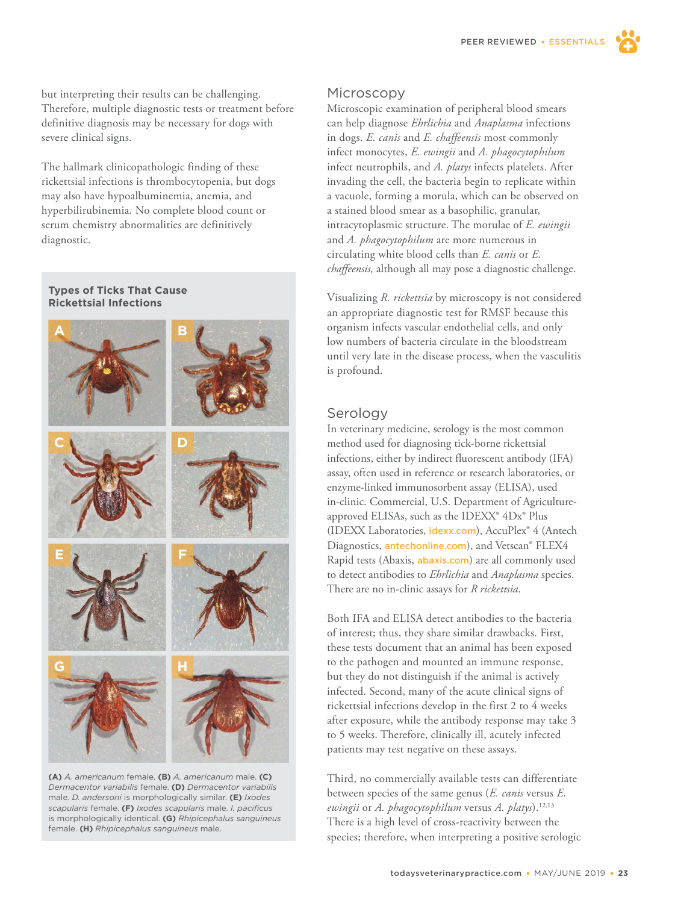but interpreting their results can be challenging. Therefore, multiple diagnostic tests or treatment before definitive diagnosis may be necessary for dogs with severe clinical signs.

The hallmark clinicopathologic finding of these rickettsial infections is thrombocytopenia, but dogs may also have hypoalbuminemia, anemia, and hyperbilirubinemia. No complete blood count or serum chemistry abnormalities are definitively diagnostic.

**Types of Ticks That Cause Rickettsial Infections**

**(A)** *A. americanum* female. **(B)** *A. americanum* male. **(C)** *Dermacentor variabilis* female. **(D)** *Dermacentor variabilis* male. *D. andersoni* is morphologically similar. **(E)** *Ixodes scapularis* female. **(F)** *Ixodes scapularis* male. *I. pacificus* is morphologically identical. **(G)** *Rhipicephalus sanguineus* female. **(H)** *Rhipicephalus sanguineus* male.

## Microscopy

Microscopic examination of peripheral blood smears can help diagnose *Ehrlichia* and *Anaplasma* infections in dogs. *E. canis* and *E. chaffeensis* most commonly infect monocytes, *E. ewingii* and *A. phagocytophilum* infect neutrophils, and *A. platys* infects platelets. After invading the cell, the bacteria begin to replicate within a vacuole, forming a morula, which can be observed on a stained blood smear as a basophilic, granular, intracytoplasmic structure. The morulae of *E. ewingii* and *A. phagocytophilum* are more numerous in circulating white blood cells than *E. canis* or *E. chaffeensis,* although all may pose a diagnostic challenge.

Visualizing *R. rickettsia* by microscopy is not considered an appropriate diagnostic test for RMSF because this organism infects vascular endothelial cells, and only low numbers of bacteria circulate in the bloodstream until very late in the disease process, when the vasculitis is profound.

## Serology

In veterinary medicine, serology is the most common method used for diagnosing tick-borne rickettsial infections, either by indirect fluorescent antibody (IFA) assay, often used in reference or research laboratories, or enzyme-linked immunosorbent assay (ELISA), used in-clinic. Commercial, U.S. Department of Agriculture-approved ELISAs, such as the IDEXX® 4Dx® Plus (IDEXX Laboratories, idexx.com), AccuPlex® 4 (Antech Diagnostics, antechonline.com), and Vetscan® FLEX4 Rapid tests (Abaxis, abaxis.com) are all commonly used to detect antibodies to *Ehrlichia* and *Anaplasma* species. There are no in-clinic assays for *R rickettsia*.

Both IFA and ELISA detect antibodies to the bacteria of interest; thus, they share similar drawbacks. First, these tests document that an animal has been exposed to the pathogen and mounted an immune response, but they do not distinguish if the animal is actively infected. Second, many of the acute clinical signs of rickettsial infections develop in the first 2 to 4 weeks after exposure, while the antibody response may take 3 to 5 weeks. Therefore, clinically ill, acutely infected patients may test negative on these assays.

Third, no commercially available tests can differentiate between species of the same genus (*E. canis* versus *E. ewingii* or *A. phagocytophilum* versus *A. platys*).[12,13] There is a high level of cross-reactivity between the species; therefore, when interpreting a positive serologic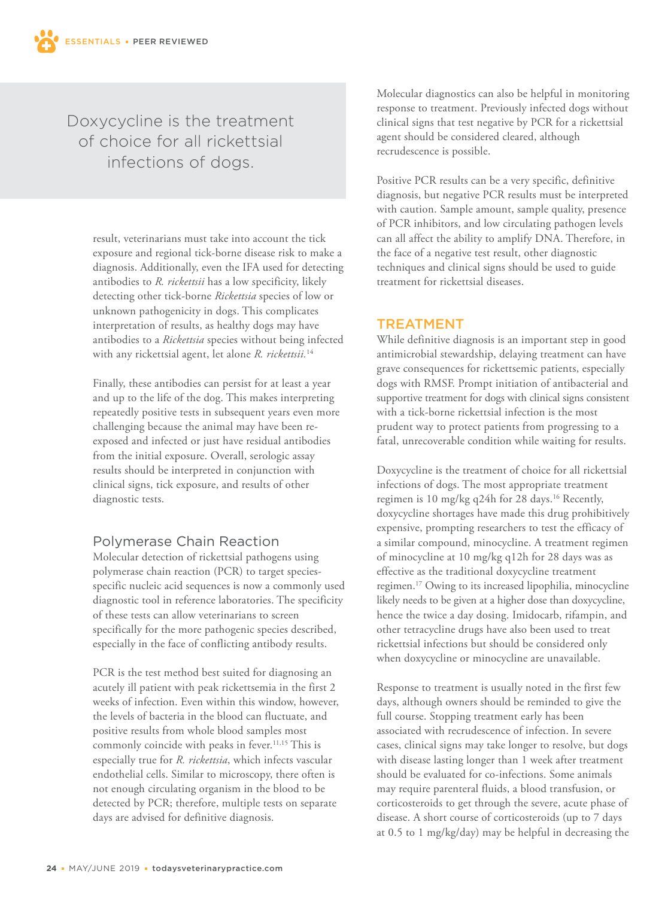> Doxycycline is the treatment of choice for all rickettsial infections of dogs.

result, veterinarians must take into account the tick exposure and regional tick-borne disease risk to make a diagnosis. Additionally, even the IFA used for detecting antibodies to *R. rickettsii* has a low specificity, likely detecting other tick-borne *Rickettsia* species of low or unknown pathogenicity in dogs. This complicates interpretation of results, as healthy dogs may have antibodies to a *Rickettsia* species without being infected with any rickettsial agent, let alone *R. rickettsii.*[14]

Finally, these antibodies can persist for at least a year and up to the life of the dog. This makes interpreting repeatedly positive tests in subsequent years even more challenging because the animal may have been re-exposed and infected or just have residual antibodies from the initial exposure. Overall, serologic assay results should be interpreted in conjunction with clinical signs, tick exposure, and results of other diagnostic tests.

### Polymerase Chain Reaction

Molecular detection of rickettsial pathogens using polymerase chain reaction (PCR) to target species-specific nucleic acid sequences is now a commonly used diagnostic tool in reference laboratories. The specificity of these tests can allow veterinarians to screen specifically for the more pathogenic species described, especially in the face of conflicting antibody results.

PCR is the test method best suited for diagnosing an acutely ill patient with peak rickettsemia in the first 2 weeks of infection. Even within this window, however, the levels of bacteria in the blood can fluctuate, and positive results from whole blood samples most commonly coincide with peaks in fever.[11,15] This is especially true for *R. rickettsia*, which infects vascular endothelial cells. Similar to microscopy, there often is not enough circulating organism in the blood to be detected by PCR; therefore, multiple tests on separate days are advised for definitive diagnosis.

Molecular diagnostics can also be helpful in monitoring response to treatment. Previously infected dogs without clinical signs that test negative by PCR for a rickettsial agent should be considered cleared, although recrudescence is possible.

Positive PCR results can be a very specific, definitive diagnosis, but negative PCR results must be interpreted with caution. Sample amount, sample quality, presence of PCR inhibitors, and low circulating pathogen levels can all affect the ability to amplify DNA. Therefore, in the face of a negative test result, other diagnostic techniques and clinical signs should be used to guide treatment for rickettsial diseases.

## TREATMENT

While definitive diagnosis is an important step in good antimicrobial stewardship, delaying treatment can have grave consequences for rickettsemic patients, especially dogs with RMSF. Prompt initiation of antibacterial and supportive treatment for dogs with clinical signs consistent with a tick-borne rickettsial infection is the most prudent way to protect patients from progressing to a fatal, unrecoverable condition while waiting for results.

Doxycycline is the treatment of choice for all rickettsial infections of dogs. The most appropriate treatment regimen is 10 mg/kg q24h for 28 days.[16] Recently, doxycycline shortages have made this drug prohibitively expensive, prompting researchers to test the efficacy of a similar compound, minocycline. A treatment regimen of minocycline at 10 mg/kg q12h for 28 days was as effective as the traditional doxycycline treatment regimen.[17] Owing to its increased lipophilia, minocycline likely needs to be given at a higher dose than doxycycline, hence the twice a day dosing. Imidocarb, rifampin, and other tetracycline drugs have also been used to treat rickettsial infections but should be considered only when doxycycline or minocycline are unavailable.

Response to treatment is usually noted in the first few days, although owners should be reminded to give the full course. Stopping treatment early has been associated with recrudescence of infection. In severe cases, clinical signs may take longer to resolve, but dogs with disease lasting longer than 1 week after treatment should be evaluated for co-infections. Some animals may require parenteral fluids, a blood transfusion, or corticosteroids to get through the severe, acute phase of disease. A short course of corticosteroids (up to 7 days at 0.5 to 1 mg/kg/day) may be helpful in decreasing the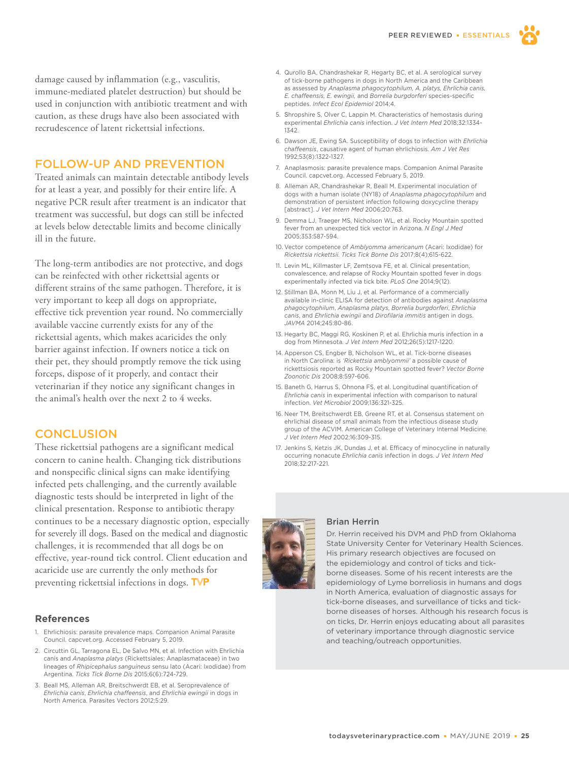damage caused by inflammation (e.g., vasculitis, immune-mediated platelet destruction) but should be used in conjunction with antibiotic treatment and with caution, as these drugs have also been associated with recrudescence of latent rickettsial infections.

## FOLLOW-UP AND PREVENTION

Treated animals can maintain detectable antibody levels for at least a year, and possibly for their entire life. A negative PCR result after treatment is an indicator that treatment was successful, but dogs can still be infected at levels below detectable limits and become clinically ill in the future.

The long-term antibodies are not protective, and dogs can be reinfected with other rickettsial agents or different strains of the same pathogen. Therefore, it is very important to keep all dogs on appropriate, effective tick prevention year round. No commercially available vaccine currently exists for any of the rickettsial agents, which makes acaricides the only barrier against infection. If owners notice a tick on their pet, they should promptly remove the tick using forceps, dispose of it properly, and contact their veterinarian if they notice any significant changes in the animal's health over the next 2 to 4 weeks.

## CONCLUSION

These rickettsial pathogens are a significant medical concern to canine health. Changing tick distributions and nonspecific clinical signs can make identifying infected pets challenging, and the currently available diagnostic tests should be interpreted in light of the clinical presentation. Response to antibiotic therapy continues to be a necessary diagnostic option, especially for severely ill dogs. Based on the medical and diagnostic challenges, it is recommended that all dogs be on effective, year-round tick control. Client education and acaricide use are currently the only methods for preventing rickettsial infections in dogs. TVP

### References

1. Ehrlichiosis: parasite prevalence maps. Companion Animal Parasite Council. capcvet.org. Accessed February 5, 2019.
2. Circuttin GL, Tarragona EL, De Salvo MN, et al. Infection with Ehrlichia canis and *Anaplasma platys* (Rickettsiales; Anaplasmataceae) in two lineages of *Rhipicephalus sanguineus* sensu lato (Acari: Ixodidae) from Argentina. *Ticks Tick Borne Dis* 2015;6(6):724-729.
3. Beall MS, Alleman AR, Breitschwerdt EB, et al. Seroprevalence of *Ehrlichia canis*, *Ehrlichia chaffeensis*, and *Ehrlichia ewingii* in dogs in North America. Parasites Vectors 2012;5:29.
4. Qurollo BA, Chandrashekar R, Hegarty BC, et al. A serological survey of tick-borne pathogens in dogs in North America and the Caribbean as assessed by *Anaplasma phagocytophilum, A. platys, Ehrlichia canis, E. chaffeensis, E. ewingii,* and *Borrelia burgdorferi* species-specific peptides. *Infect Ecol Epidemiol* 2014;4.
5. Shropshire S, Olver C, Lappin M. Characteristics of hemostasis during experimental *Ehrlichia canis* infection. *J Vet Intern Med* 2018;32:1334-1342.
6. Dawson JE, Ewing SA. Susceptibility of dogs to infection with *Ehrlichia chaffeensis*, causative agent of human ehrlichiosis. *Am J Vet Res* 1992;53(8):1322-1327.
7. Anaplasmosis: parasite prevalence maps. Companion Animal Parasite Council. capcvet.org. Accessed February 5, 2019.
8. Alleman AR, Chandrashekar R, Beall M. Experimental inoculation of dogs with a human isolate (NY18) of *Anaplasma phagocytophilum* and demonstration of persistent infection following doxycycline therapy [abstract]. *J Vet Intern Med* 2006;20:763.
9. Demma LJ, Traeger MS, Nicholson WL, et al. Rocky Mountain spotted fever from an unexpected tick vector in Arizona. *N Engl J Med* 2005;353:587-594.
10. Vector competence of *Amblyomma americanum* (Acari: Ixodidae) for *Rickettsia rickettsii*. *Ticks Tick Borne Dis* 2017;8(4);615-622.
11. Levin ML, Killmaster LF, Zemtsova FE, et al. Clinical presentation, convalescence, and relapse of Rocky Mountain spotted fever in dogs experimentally infected via tick bite. *PLoS One* 2014;9(12).
12. Stillman BA, Monn M, Liu J, et al. Performance of a commercially available in-clinic ELISA for detection of antibodies against *Anaplasma phagocytophilum*, *Anaplasma platys*, *Borrelia burgdorferi*, *Ehrlichia canis*, and *Ehrlichia ewingii* and *Dirofilaria immitis* antigen in dogs. *JAVMA* 2014;245:80-86.
13. Hegarty BC, Maggi RG, Koskinen P, et al. Ehrlichia muris infection in a dog from Minnesota. *J Vet Intern Med* 2012;26(5):1217-1220.
14. Apperson CS, Engber B, Nicholson WL, et al. Tick-borne diseases in North Carolina: is *'Rickettsia amblyommii'* a possible cause of rickettsiosis reported as Rocky Mountain spotted fever? *Vector Borne Zoonotic Dis* 2008;8:597-606.
15. Baneth G, Harrus S, Ohnona FS, et al. Longitudinal quantification of *Ehrlichia canis* in experimental infection with comparison to natural infection. *Vet Microbiol* 2009;136:321-325.
16. Neer TM, Breitschwerdt EB, Greene RT, et al. Consensus statement on ehrlichial disease of small animals from the infectious disease study group of the ACVIM. American College of Veterinary Internal Medicine. *J Vet Intern Med* 2002;16:309-315.
17. Jenkins S, Ketzis JK, Dundas J, et al. Efficacy of minocycline in naturally occurring nonacute *Ehrlichia canis* infection in dogs. *J Vet Intern Med* 2018;32:217-221.

**Brian Herrin**

Dr. Herrin received his DVM and PhD from Oklahoma State University Center for Veterinary Health Sciences. His primary research objectives are focused on the epidemiology and control of ticks and tick-borne diseases. Some of his recent interests are the epidemiology of Lyme borreliosis in humans and dogs in North America, evaluation of diagnostic assays for tick-borne diseases, and surveillance of ticks and tick-borne diseases of horses. Although his research focus is on ticks, Dr. Herrin enjoys educating about all parasites of veterinary importance through diagnostic service and teaching/outreach opportunities.